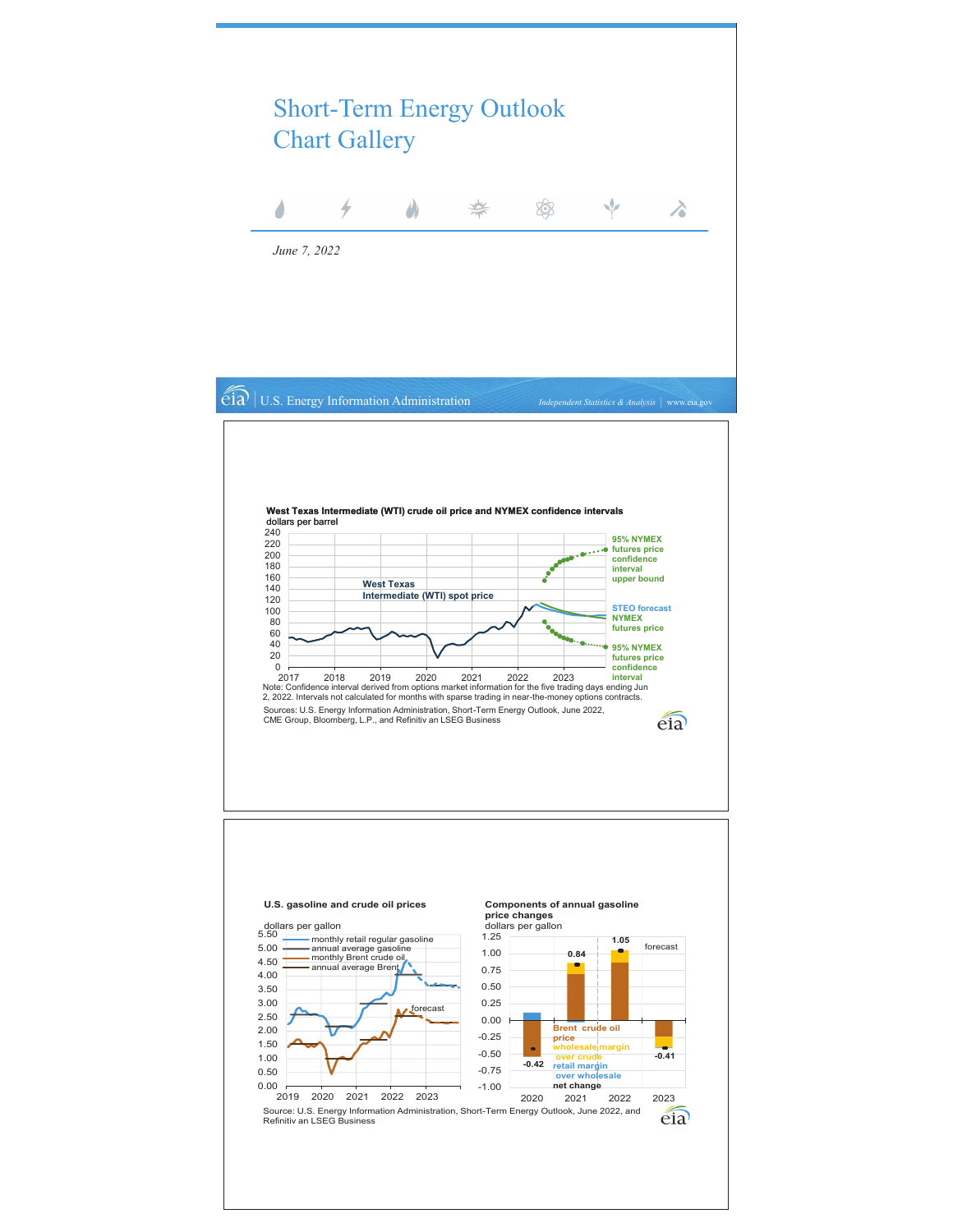# Short-Term Energy Outlook Chart Gallery

*June 7, 2022*

U.S. Energy Information Administration

*Independent Statistics & Analysis* | www.eia.gov

**West Texas Intermediate (WTI) crude oil price and NYMEX confidence intervals**

dollars per barrel

240
220
200
180
160
140
120
100
80
60
40
20
0

2017 2018 2019 2020 2021 2022 2023

West Texas Intermediate (WTI) spot price

95% NYMEX futures price confidence interval upper bound

STEO forecast

NYMEX futures price

95% NYMEX futures price confidence interval

Note: Confidence interval derived from options market information for the five trading days ending Jun 2, 2022. Intervals not calculated for months with sparse trading in near-the-money options contracts.

Sources: U.S. Energy Information Administration, Short-Term Energy Outlook, June 2022, CME Group, Bloomberg, L.P., and Refinitiv an LSEG Business

**U.S. gasoline and crude oil prices**

dollars per gallon

5.50
5.00
4.50
4.00
3.50
3.00
2.50
2.00
1.50
1.00
0.50
0.00

2019 2020 2021 2022 2023

monthly retail regular gasoline
annual average gasoline
monthly Brent crude oil
annual average Brent

forecast

**Components of annual gasoline price changes**

dollars per gallon

1.25
1.00
0.75
0.50
0.25
0.00
-0.25
-0.50
-0.75
-1.00

2020 2021 2022 2023

-0.42
0.84
1.05
-0.41

forecast

Brent crude oil price
wholesale margin over crude
retail margin over wholesale
net change

Source: U.S. Energy Information Administration, Short-Term Energy Outlook, June 2022, and Refinitiv an LSEG Business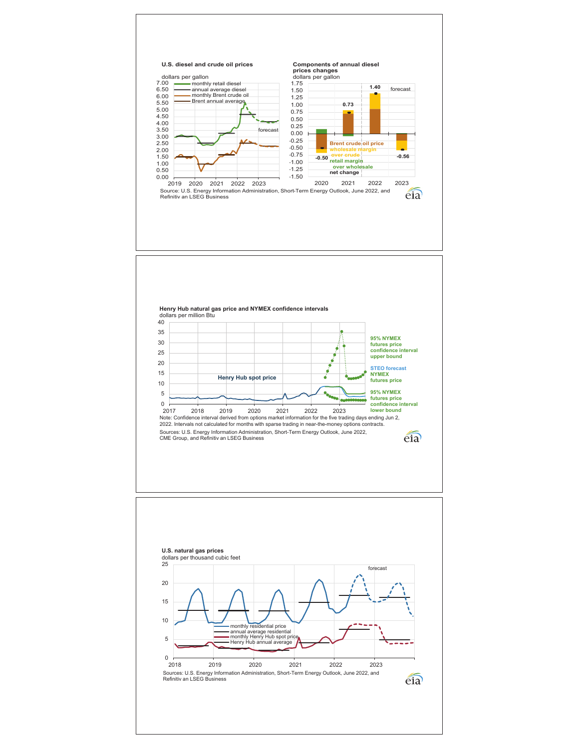**U.S. diesel and crude oil prices**

dollars per gallon

7.00
6.50
6.00
5.50
5.00
4.50
4.00
3.50
3.00
2.50
2.00
1.50
1.00
0.50
0.00

monthly retail diesel
annual average diesel
monthly Brent crude oil
Brent annual average

forecast

2019 2020 2021 2022 2023

**Components of annual diesel prices changes**

dollars per gallon

1.75
1.50
1.25
1.00
0.75
0.50
0.25
0.00
-0.25
-0.50
-0.75
-1.00
-1.25
-1.50

1.40
0.73
-0.50
-0.56

forecast

Brent crude oil price
wholesale margin over crude
retail margin over wholesale
net change

2020 2021 2022 2023

Source: U.S. Energy Information Administration, Short-Term Energy Outlook, June 2022, and Refinitiv an LSEG Business

**Henry Hub natural gas price and NYMEX confidence intervals**

dollars per million Btu

40
35
30
25
20
15
10
5
0

Henry Hub spot price

95% NYMEX futures price confidence interval upper bound

STEO forecast

NYMEX futures price

95% NYMEX futures price confidence interval lower bound

2017 2018 2019 2020 2021 2022 2023

Note: Confidence interval derived from options market information for the five trading days ending Jun 2, 2022. Intervals not calculated for months with sparse trading in near-the-money options contracts.

Sources: U.S. Energy Information Administration, Short-Term Energy Outlook, June 2022, CME Group, and Refinitiv an LSEG Business

**U.S. natural gas prices**

dollars per thousand cubic feet

25
20
15
10
5
0

forecast

monthly residential price
annual average residential
monthly Henry Hub spot price
Henry Hub annual average

2018 2019 2020 2021 2022 2023

Sources: U.S. Energy Information Administration, Short-Term Energy Outlook, June 2022, and Refinitiv an LSEG Business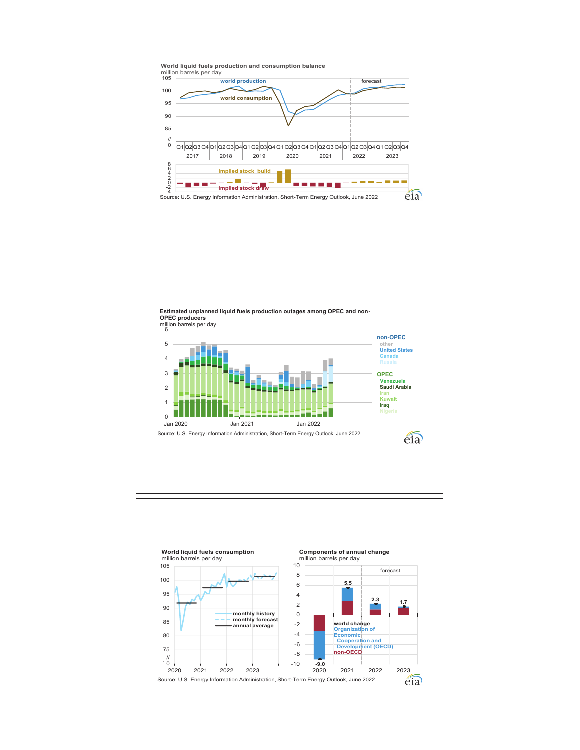World liquid fuels production and consumption balance

million barrels per day

105

100

95

90

85

//

0

world production

world consumption

forecast

Q1 Q2 Q3 Q4 Q1 Q2 Q3 Q4 Q1 Q2 Q3 Q4 Q1 Q2 Q3 Q4 Q1 Q2 Q3 Q4 Q1 Q2 Q3 Q4 Q1 Q2 Q3 Q4

2017 2018 2019 2020 2021 2022 2023

8

6

4

2

0

-2

-4

implied stock build

implied stock draw

Source: U.S. Energy Information Administration, Short-Term Energy Outlook, June 2022

Estimated unplanned liquid fuels production outages among OPEC and non-OPEC producers

million barrels per day

6

5

4

3

2

1

0

Jan 2020 Jan 2021 Jan 2022

non-OPEC

other

United States

Canada

Russia

OPEC

Venezuela

Saudi Arabia

Iran

Kuwait

Iraq

Nigeria

Source: U.S. Energy Information Administration, Short-Term Energy Outlook, June 2022

World liquid fuels consumption

million barrels per day

105

100

95

90

85

80

75

//

0

2020 2021 2022 2023

monthly history

monthly forecast

annual average

Components of annual change

million barrels per day

10

8

6

4

2

0

-2

-4

-6

-8

-10

forecast

5.5

2.3

1.7

-9.0

2020 2021 2022 2023

world change

Organization of Economic Cooperation and Development (OECD)

non-OECD

Source: U.S. Energy Information Administration, Short-Term Energy Outlook, June 2022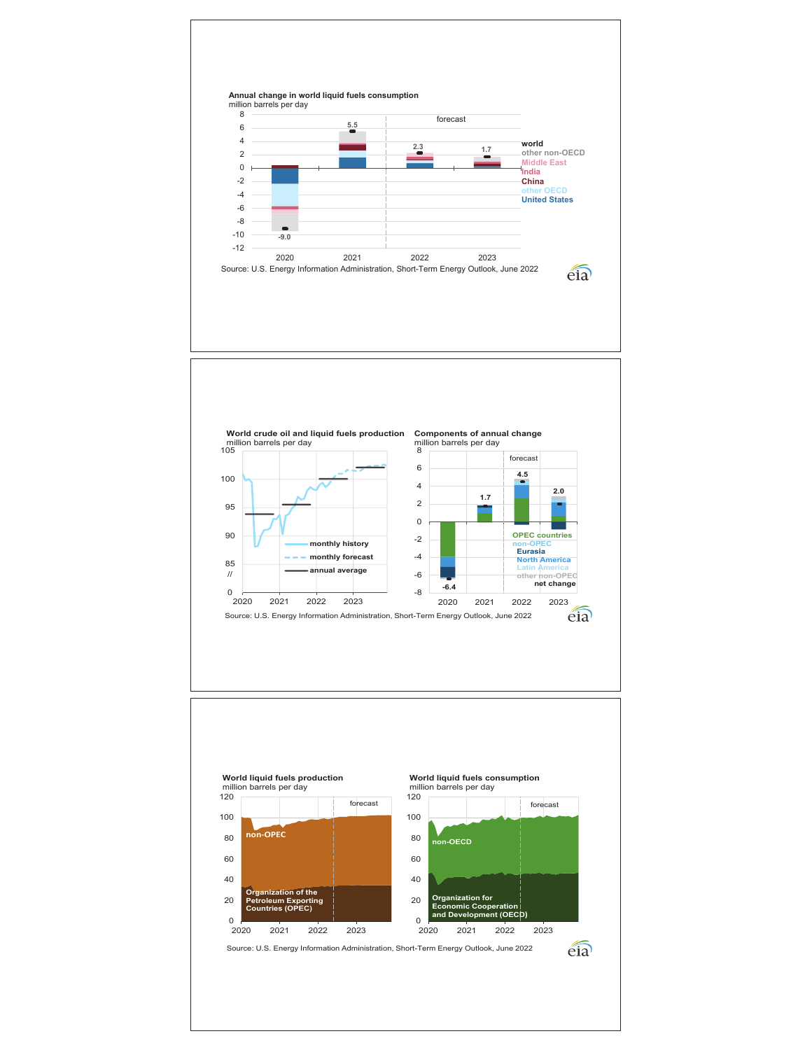**Annual change in world liquid fuels consumption**
million barrels per day

forecast

5.5
2.3
1.7
-9.0

8
6
4
2
0
-2
-4
-6
-8
-10
-12

2020
2021
2022
2023

world
other non-OECD
Middle East
India
China
other OECD
United States

Source: U.S. Energy Information Administration, Short-Term Energy Outlook, June 2022

eia

**World crude oil and liquid fuels production**
million barrels per day

105
100
95
90
85
//
0

2020
2021
2022
2023

monthly history
monthly forecast
annual average

**Components of annual change**
million barrels per day

forecast

1.7
4.5
2.0
-6.4

8
6
4
2
0
-2
-4
-6
-8

2020
2021
2022
2023

OPEC countries
non-OPEC
Eurasia
North America
Latin America
other non-OPEC
net change

Source: U.S. Energy Information Administration, Short-Term Energy Outlook, June 2022

eia

**World liquid fuels production**
million barrels per day

forecast

120
100
80
60
40
20
0

2020
2021
2022
2023

non-OPEC
Organization of the Petroleum Exporting Countries (OPEC)

**World liquid fuels consumption**
million barrels per day

forecast

120
100
80
60
40
20
0

2020
2021
2022
2023

non-OECD
Organization for Economic Cooperation and Development (OECD)

Source: U.S. Energy Information Administration, Short-Term Energy Outlook, June 2022

eia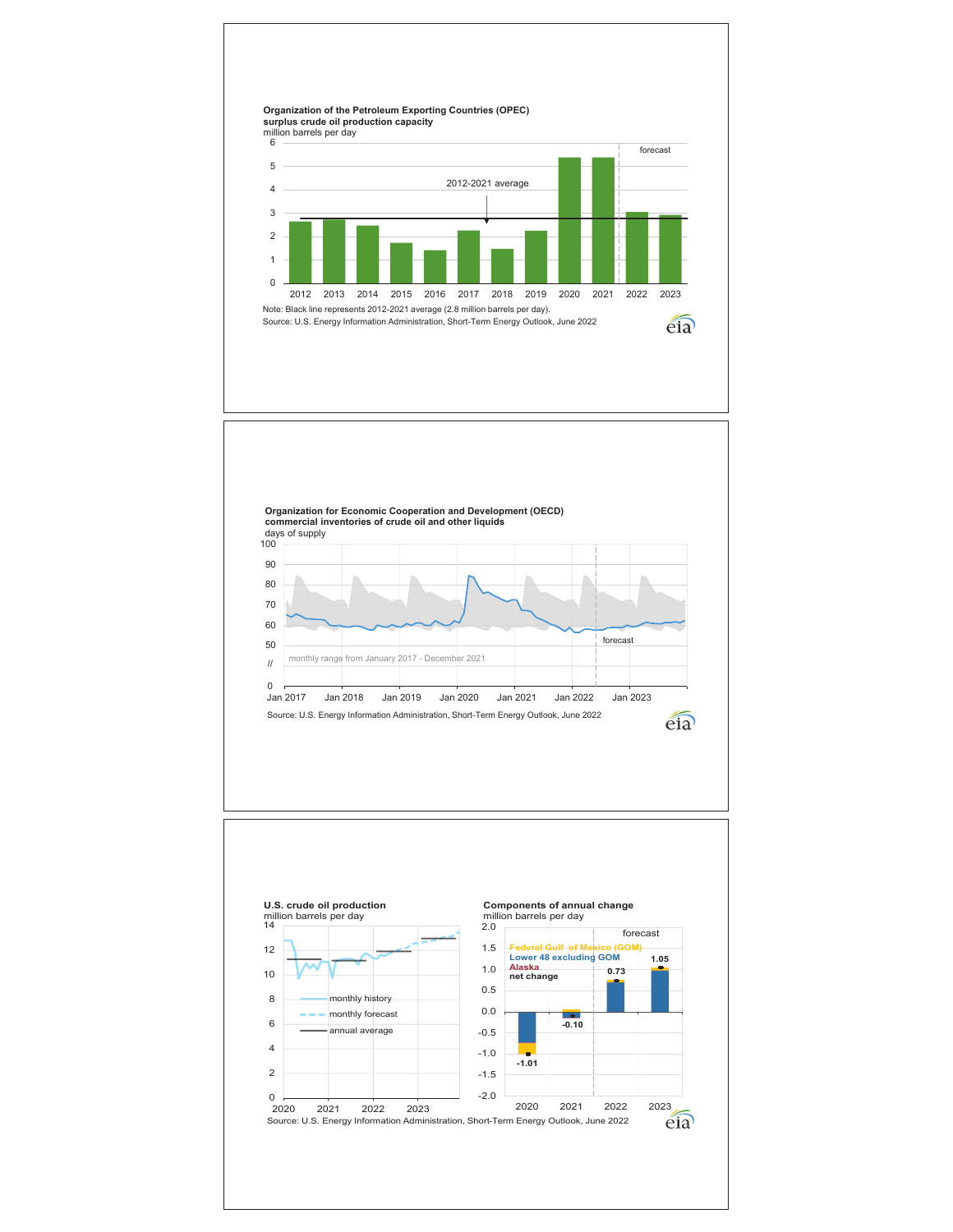**Organization of the Petroleum Exporting Countries (OPEC) surplus crude oil production capacity**

million barrels per day

6
5
4
3
2
1
0

forecast

2012-2021 average

2012 2013 2014 2015 2016 2017 2018 2019 2020 2021 2022 2023

Note: Black line represents 2012-2021 average (2.8 million barrels per day).

Source: U.S. Energy Information Administration, Short-Term Energy Outlook, June 2022

eia

**Organization for Economic Cooperation and Development (OECD) commercial inventories of crude oil and other liquids**

days of supply

100
90
80
70
60
50
//
0

forecast

monthly range from January 2017 - December 2021

Jan 2017 Jan 2018 Jan 2019 Jan 2020 Jan 2021 Jan 2022 Jan 2023

Source: U.S. Energy Information Administration, Short-Term Energy Outlook, June 2022

eia

**U.S. crude oil production**

million barrels per day

14
12
10
8
6
4
2
0

monthly history
monthly forecast
annual average

2020 2021 2022 2023

**Components of annual change**

million barrels per day

2.0
1.5
1.0
0.5
0.0
-0.5
-1.0
-1.5
-2.0

forecast

Federal Gulf of Mexico (GOM)
Lower 48 excluding GOM
Alaska
net change

-1.01
-0.10
0.73
1.05

2020 2021 2022 2023

Source: U.S. Energy Information Administration, Short-Term Energy Outlook, June 2022

eia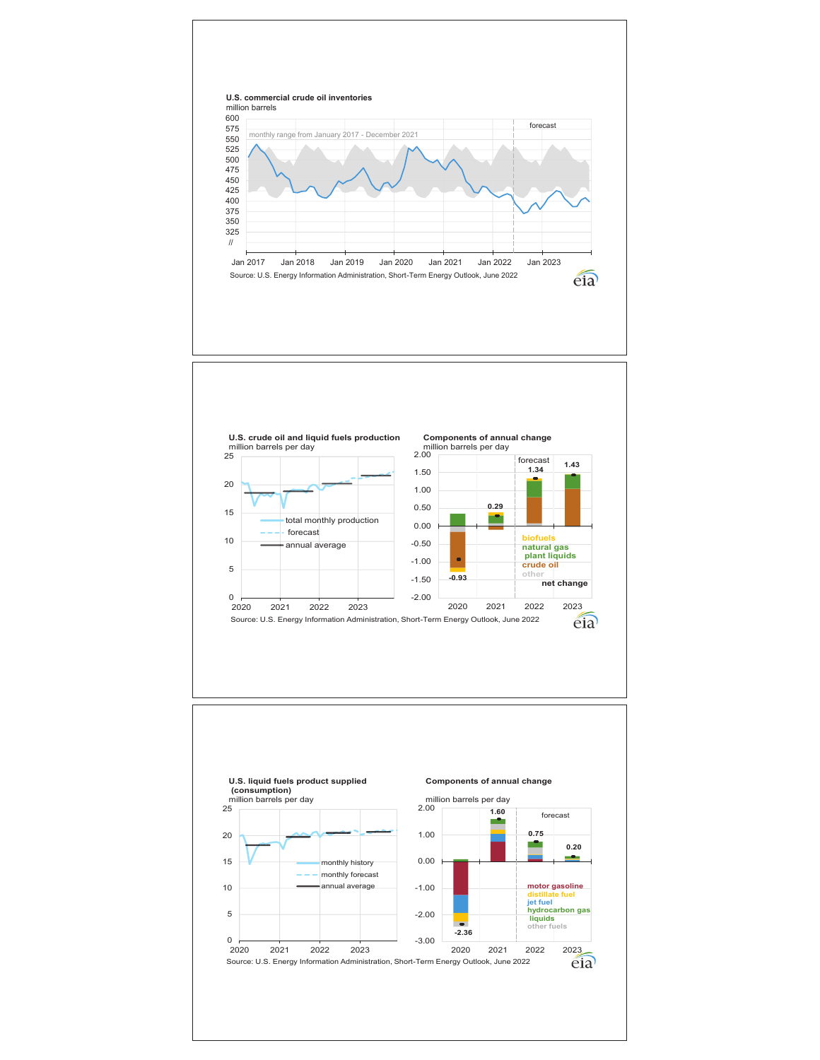**U.S. commercial crude oil inventories**
million barrels

600
575
550
525
500
475
450
425
400
375
350
325
//

monthly range from January 2017 - December 2021

forecast

Jan 2017 Jan 2018 Jan 2019 Jan 2020 Jan 2021 Jan 2022 Jan 2023

Source: U.S. Energy Information Administration, Short-Term Energy Outlook, June 2022

eia

**U.S. crude oil and liquid fuels production**
million barrels per day

25
20
15
10
5
0

total monthly production
forecast
annual average

2020 2021 2022 2023

**Components of annual change**
million barrels per day

2.00
1.50
1.00
0.50
0.00
-0.50
-1.00
-1.50
-2.00

forecast

-0.93 0.29 1.34 1.43

biofuels
natural gas plant liquids
crude oil
other
net change

2020 2021 2022 2023

Source: U.S. Energy Information Administration, Short-Term Energy Outlook, June 2022

eia

**U.S. liquid fuels product supplied (consumption)**
million barrels per day

25
20
15
10
5
0

monthly history
monthly forecast
annual average

2020 2021 2022 2023

**Components of annual change**
million barrels per day

2.00
1.00
0.00
-1.00
-2.00
-3.00

forecast

-2.36 1.60 0.75 0.20

motor gasoline
distillate fuel
jet fuel
hydrocarbon gas liquids
other fuels

2020 2021 2022 2023

Source: U.S. Energy Information Administration, Short-Term Energy Outlook, June 2022

eia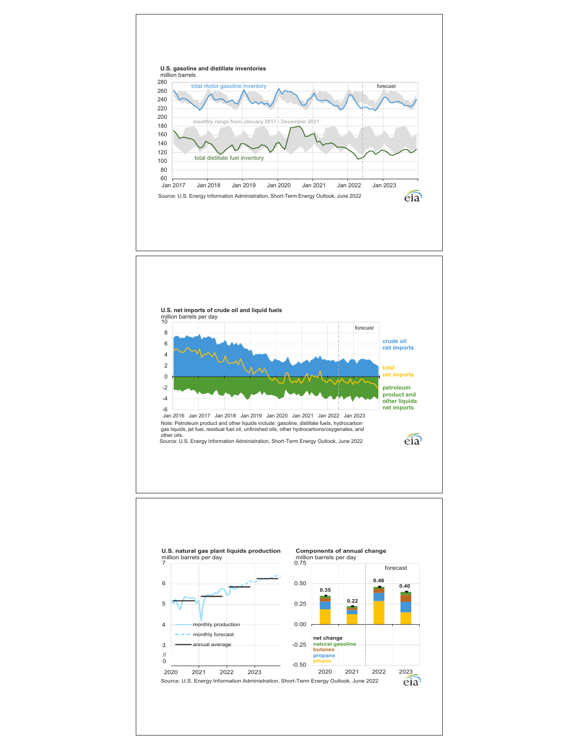U.S. gasoline and distillate inventories
million barrels

280
260
240
220
200
180
160
140
120
100
80
60

total motor gasoline inventory

forecast

monthly range from January 2017 - December 2021

total distillate fuel inventory

Jan 2017 Jan 2018 Jan 2019 Jan 2020 Jan 2021 Jan 2022 Jan 2023

Source: U.S. Energy Information Administration, Short-Term Energy Outlook, June 2022

eia

U.S. net imports of crude oil and liquid fuels
million barrels per day

10
8
6
4
2
0
-2
-4
-6

forecast

crude oil net imports

total net imports

petroleum product and other liquids net imports

Jan 2016 Jan 2017 Jan 2018 Jan 2019 Jan 2020 Jan 2021 Jan 2022 Jan 2023

Note: Petroleum product and other liquids include: gasoline, distillate fuels, hydrocarbon gas liquids, jet fuel, residual fuel oil, unfinished oils, other hydrocarbons/oxygenates, and other oils.

Source: U.S. Energy Information Administration, Short-Term Energy Outlook, June 2022

eia

U.S. natural gas plant liquids production
million barrels per day

7
6
5
4
3
//
0

monthly production
monthly forecast
annual average

2020 2021 2022 2023

Components of annual change
million barrels per day

0.75
0.50
0.25
0.00
-0.25
-0.50

forecast

0.35
0.22
0.46
0.40

net change
natural gasoline
butanes
propane
ethane

2020 2021 2022 2023

Source: U.S. Energy Information Administration, Short-Term Energy Outlook, June 2022

eia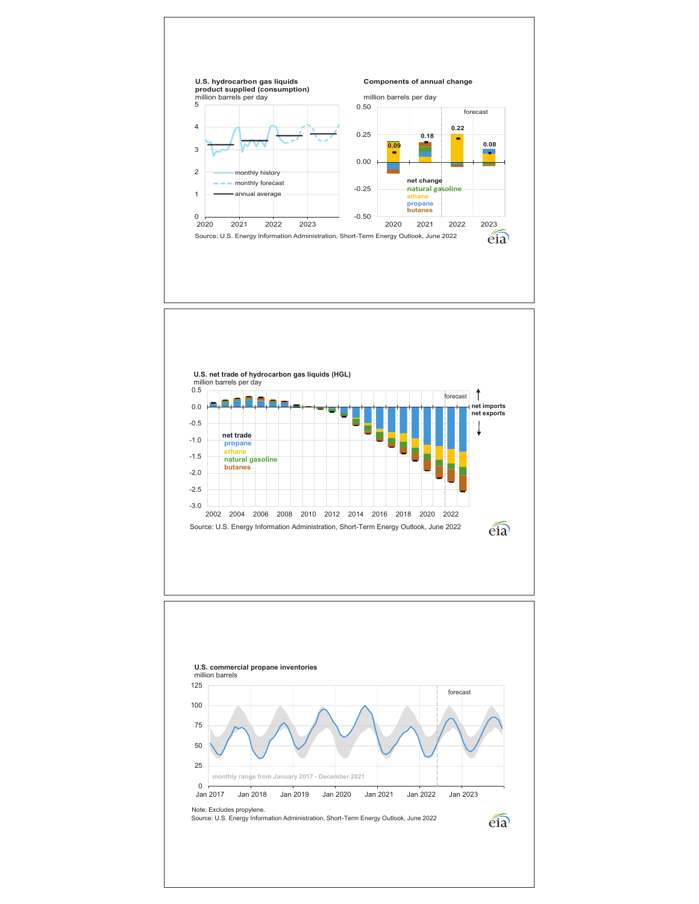U.S. hydrocarbon gas liquids product supplied (consumption)
million barrels per day

5
4
3
2
1
0
2020 2021 2022 2023

monthly history
monthly forecast
annual average

Components of annual change
million barrels per day

0.50
0.25
0.00
-0.25
-0.50

forecast

0.09
0.18
0.22
0.08

net change
natural gasoline
ethane
propane
butanes

2020 2021 2022 2023

Source: U.S. Energy Information Administration, Short-Term Energy Outlook, June 2022

U.S. net trade of hydrocarbon gas liquids (HGL)
million barrels per day

0.5
0.0
-0.5
-1.0
-1.5
-2.0
-2.5
-3.0

forecast

net imports
net exports

net trade
propane
ethane
natural gasoline
butanes

2002 2004 2006 2008 2010 2012 2014 2016 2018 2020 2022

Source: U.S. Energy Information Administration, Short-Term Energy Outlook, June 2022

U.S. commercial propane inventories
million barrels

125
100
75
50
25
0

forecast

monthly range from January 2017 - December 2021

Jan 2017 Jan 2018 Jan 2019 Jan 2020 Jan 2021 Jan 2022 Jan 2023

Note: Excludes propylene.
Source: U.S. Energy Information Administration, Short-Term Energy Outlook, June 2022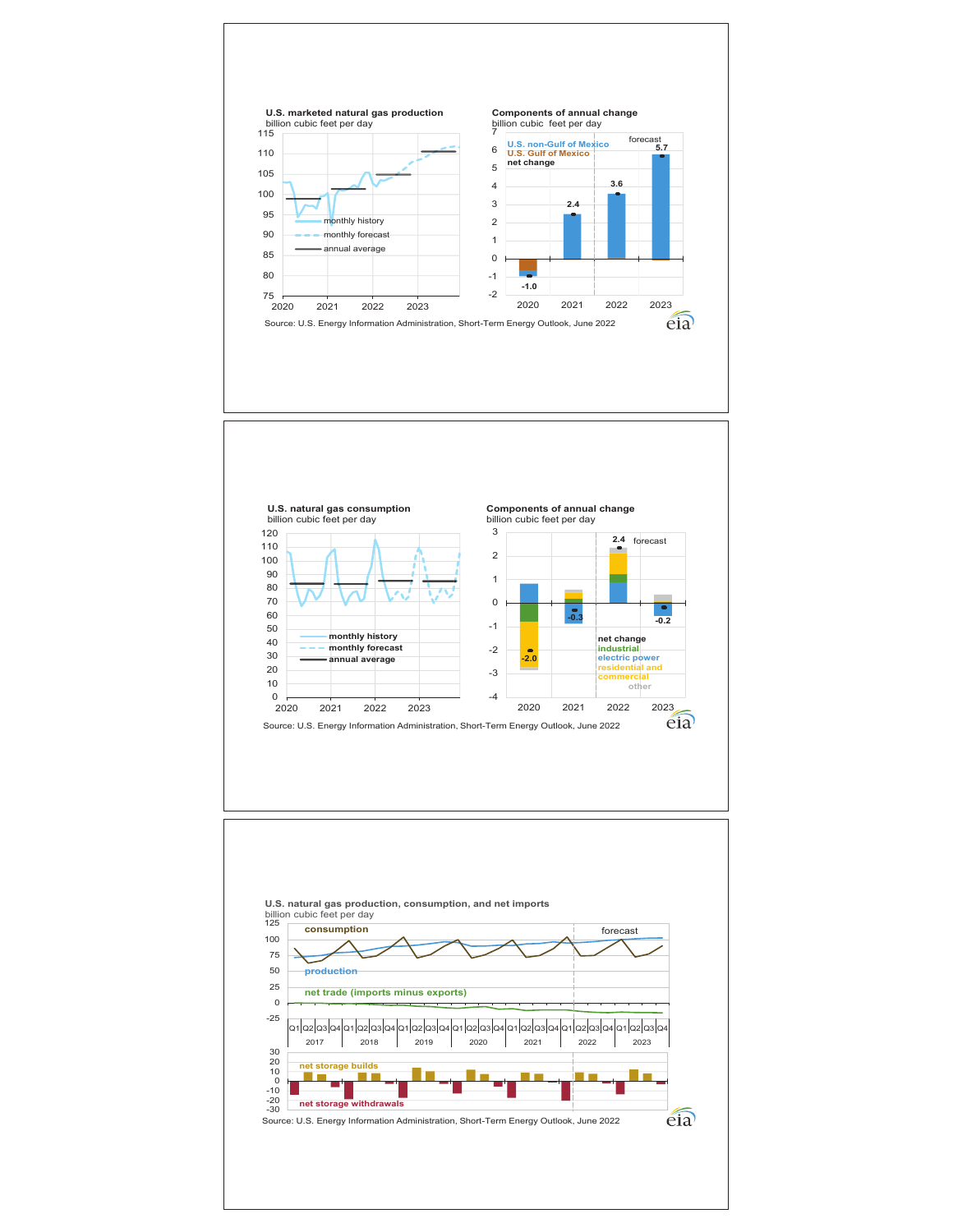U.S. marketed natural gas production
billion cubic feet per day

115
110
105
100
95
90
85
80
75

2020 2021 2022 2023

monthly history
monthly forecast
annual average

Components of annual change
billion cubic feet per day

7
6
5
4
3
2
1
0
-1
-2

forecast

U.S. non-Gulf of Mexico
U.S. Gulf of Mexico
net change

-1.0
2.4
3.6
5.7

2020 2021 2022 2023

Source: U.S. Energy Information Administration, Short-Term Energy Outlook, June 2022

eia

U.S. natural gas consumption
billion cubic feet per day

120
110
100
90
80
70
60
50
40
30
20
10
0

2020 2021 2022 2023

monthly history
monthly forecast
annual average

Components of annual change
billion cubic feet per day

3
2
1
0
-1
-2
-3
-4

forecast

-2.0
-0.3
2.4
-0.2

net change
industrial
electric power
residential and commercial
other

2020 2021 2022 2023

Source: U.S. Energy Information Administration, Short-Term Energy Outlook, June 2022

eia

U.S. natural gas production, consumption, and net imports
billion cubic feet per day

125
100
75
50
25
0
-25

consumption
forecast
production
net trade (imports minus exports)

Q1 Q2 Q3 Q4 Q1 Q2 Q3 Q4 Q1 Q2 Q3 Q4 Q1 Q2 Q3 Q4 Q1 Q2 Q3 Q4 Q1 Q2 Q3 Q4 Q1 Q2 Q3 Q4
2017 2018 2019 2020 2021 2022 2023

30
20
10
0
-10
-20
-30

net storage builds
net storage withdrawals

Source: U.S. Energy Information Administration, Short-Term Energy Outlook, June 2022

eia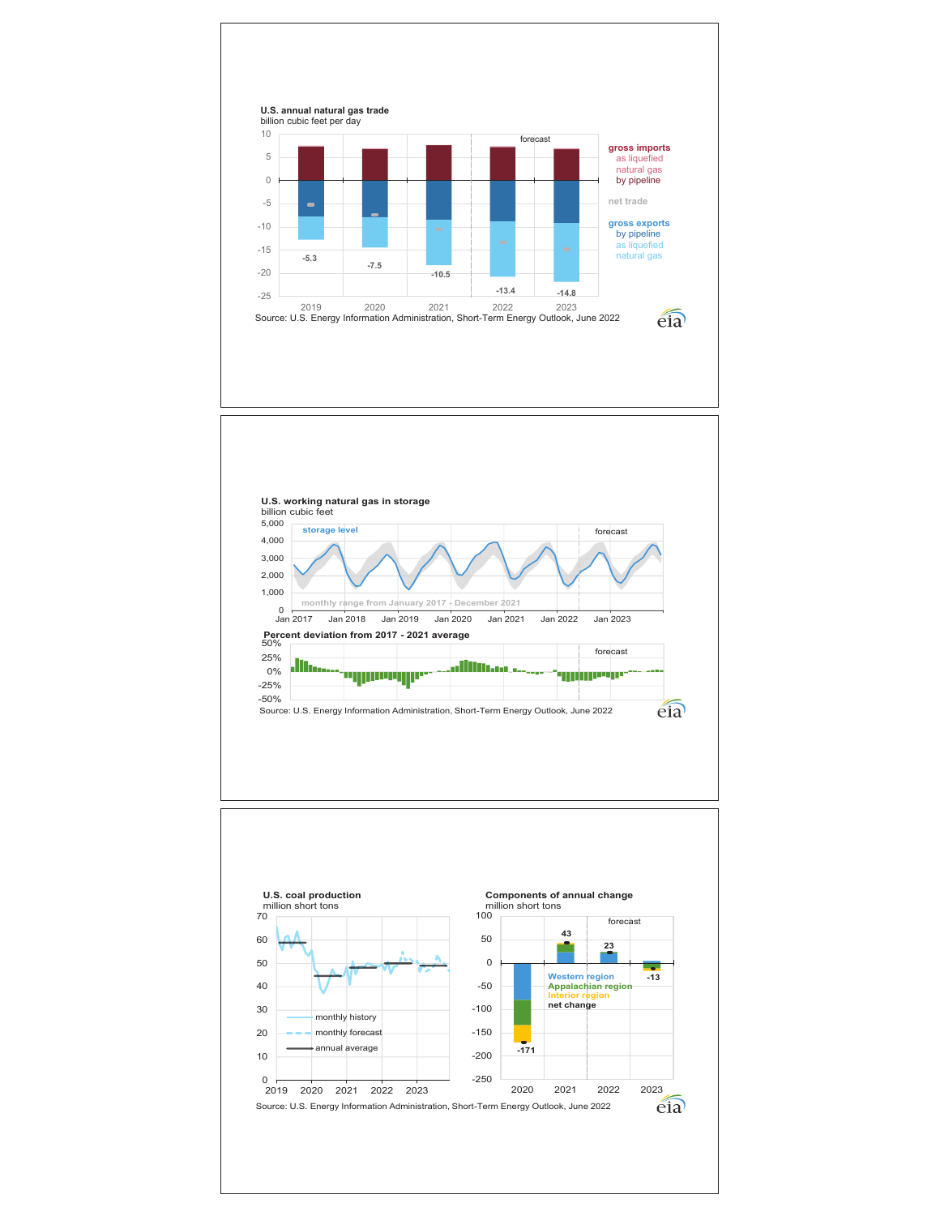**U.S. annual natural gas trade**
billion cubic feet per day

| | 2019 | 2020 | 2021 | 2022 (forecast) | 2023 (forecast) |
|---|---|---|---|---|---|
| net trade | -5.3 | -7.5 | -10.5 | -13.4 | -14.8 |

gross imports: as liquefied natural gas; by pipeline
net trade
gross exports: by pipeline; as liquefied natural gas

Source: U.S. Energy Information Administration, Short-Term Energy Outlook, June 2022

**U.S. working natural gas in storage**
billion cubic feet

storage level
monthly range from January 2017 - December 2021
forecast

**Percent deviation from 2017 - 2021 average**

forecast

Source: U.S. Energy Information Administration, Short-Term Energy Outlook, June 2022

**U.S. coal production**
million short tons

monthly history
monthly forecast
annual average

**Components of annual change**
million short tons

| | 2020 | 2021 | 2022 (forecast) | 2023 (forecast) |
|---|---|---|---|---|
| net change | -171 | 43 | 23 | -13 |

Western region
Appalachian region
Interior region
net change

Source: U.S. Energy Information Administration, Short-Term Energy Outlook, June 2022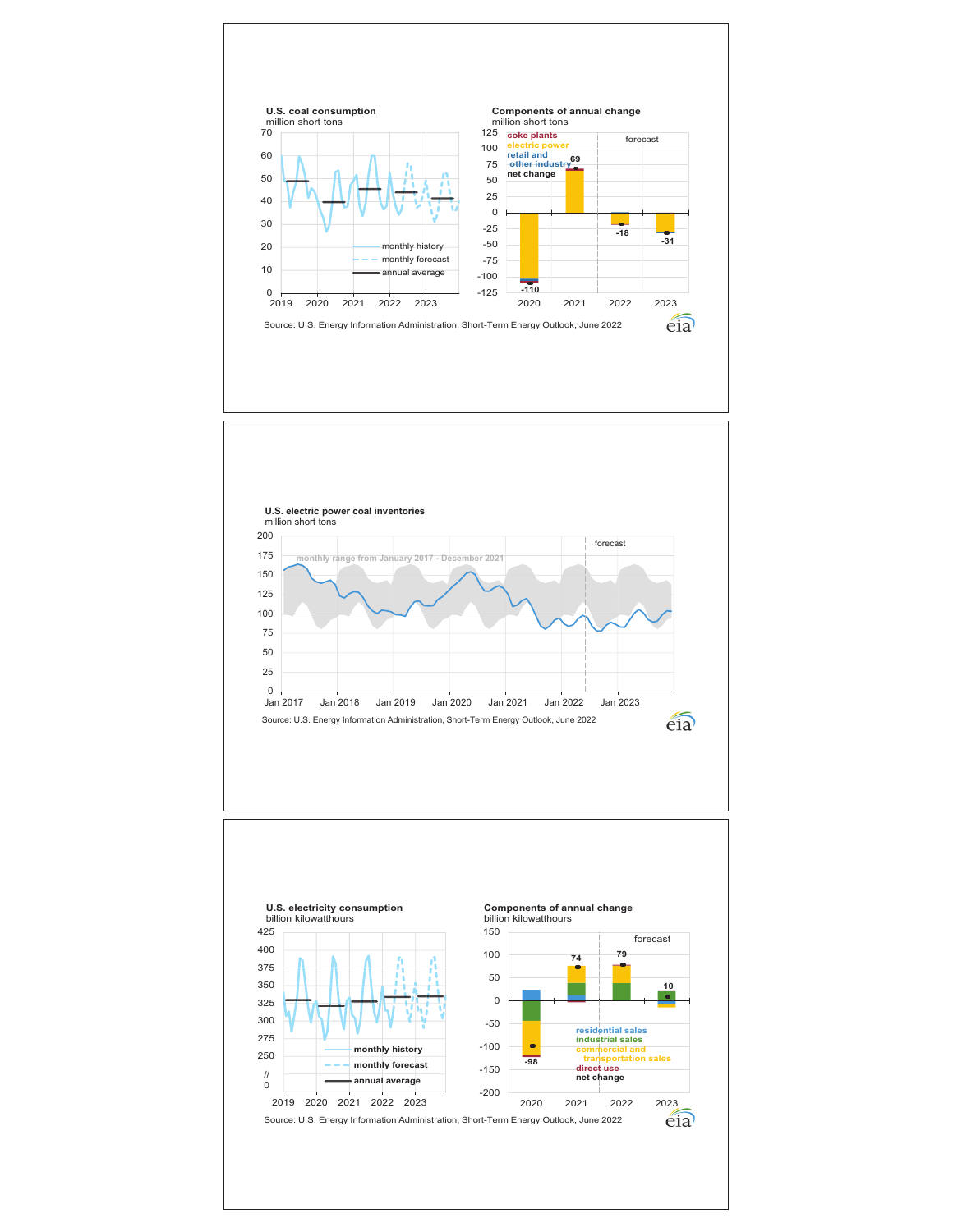U.S. coal consumption
million short tons

70
60
50
40
30
20
10
0

2019 2020 2021 2022 2023

monthly history
monthly forecast
annual average

Components of annual change
million short tons

125
100
75
50
25
0
-25
-50
-75
-100
-125

coke plants
electric power
retail and other industry
net change

forecast

69
-18
-31
-110

2020 2021 2022 2023

Source: U.S. Energy Information Administration, Short-Term Energy Outlook, June 2022

U.S. electric power coal inventories
million short tons

200
175
150
125
100
75
50
25
0

monthly range from January 2017 - December 2021

forecast

Jan 2017 Jan 2018 Jan 2019 Jan 2020 Jan 2021 Jan 2022 Jan 2023

Source: U.S. Energy Information Administration, Short-Term Energy Outlook, June 2022

U.S. electricity consumption
billion kilowatthours

425
400
375
350
325
300
275
250
//
0

2019 2020 2021 2022 2023

monthly history
monthly forecast
annual average

Components of annual change
billion kilowatthours

150
100
50
0
-50
-100
-150
-200

forecast

74
79
10
-98

residential sales
industrial sales
commercial and transportation sales
direct use
net change

2020 2021 2022 2023

Source: U.S. Energy Information Administration, Short-Term Energy Outlook, June 2022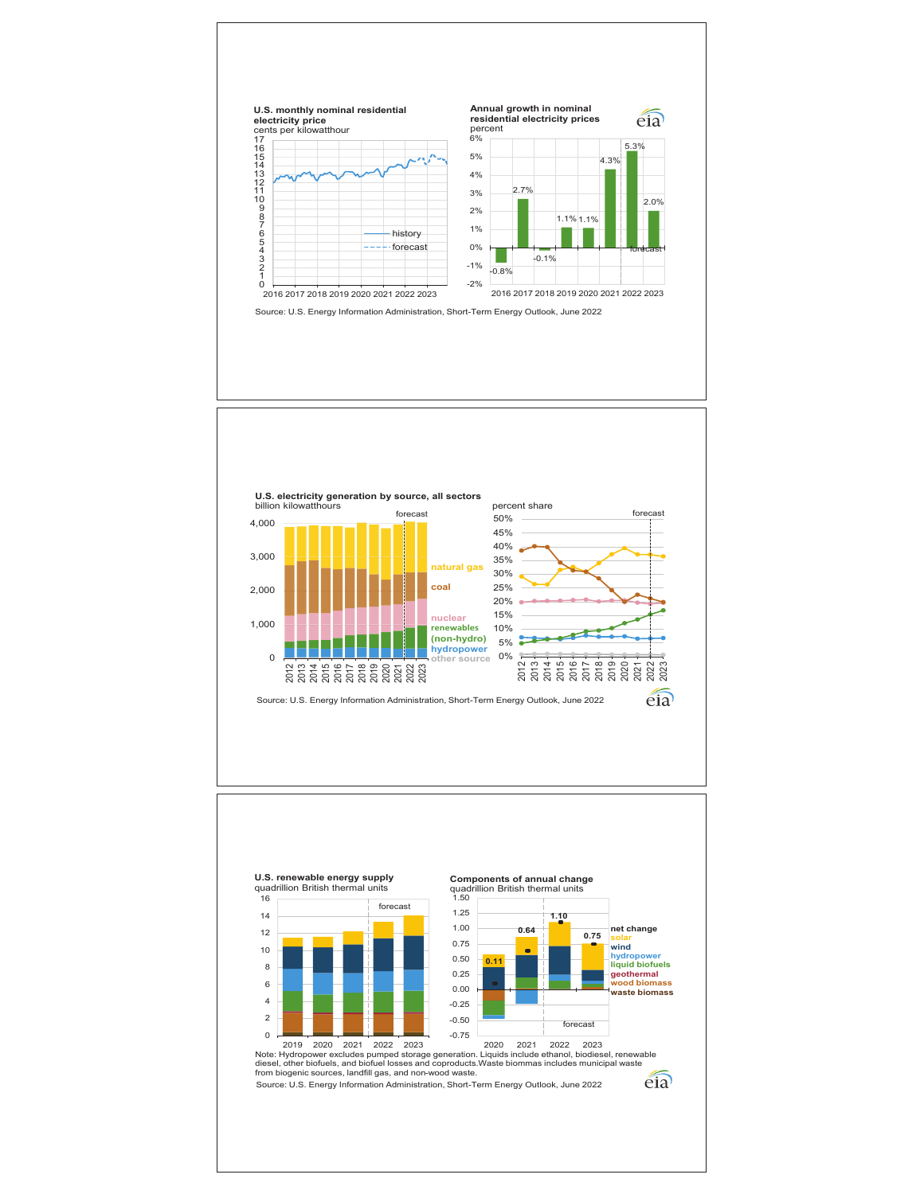**U.S. monthly nominal residential electricity price**
cents per kilowatthour

17
16
15
14
13
12
11
10
9
8
7
6
5
4
3
2
1
0

2016 2017 2018 2019 2020 2021 2022 2023

history
forecast

**Annual growth in nominal residential electricity prices**
percent

6%
5%
4%
3%
2%
1%
0%
-1%
-2%

-0.8%
2.7%
-0.1%
1.1%
1.1%
4.3%
5.3%
2.0%

forecast

2016 2017 2018 2019 2020 2021 2022 2023

Source: U.S. Energy Information Administration, Short-Term Energy Outlook, June 2022

**U.S. electricity generation by source, all sectors**
billion kilowatthours

forecast

4,000
3,000
2,000
1,000
0

2012 2013 2014 2015 2016 2017 2018 2019 2020 2021 2022 2023

natural gas
coal
nuclear
renewables (non-hydro)
hydropower
other source

percent share

forecast

50%
45%
40%
35%
30%
25%
20%
15%
10%
5%
0%

2012 2013 2014 2015 2016 2017 2018 2019 2020 2021 2022 2023

Source: U.S. Energy Information Administration, Short-Term Energy Outlook, June 2022

**U.S. renewable energy supply**
quadrillion British thermal units

16
14
12
10
8
6
4
2
0

forecast

2019 2020 2021 2022 2023

**Components of annual change**
quadrillion British thermal units

1.50
1.25
1.00
0.75
0.50
0.25
0.00
-0.25
-0.50
-0.75

0.11
0.64
1.10
0.75

forecast

2020 2021 2022 2023

net change
solar
wind
hydropower
liquid biofuels
geothermal
wood biomass
waste biomass

Note: Hydropower excludes pumped storage generation. Liquids include ethanol, biodiesel, renewable diesel, other biofuels, and biofuel losses and coproducts.Waste biommas includes municipal waste from biogenic sources, landfill gas, and non-wood waste.

Source: U.S. Energy Information Administration, Short-Term Energy Outlook, June 2022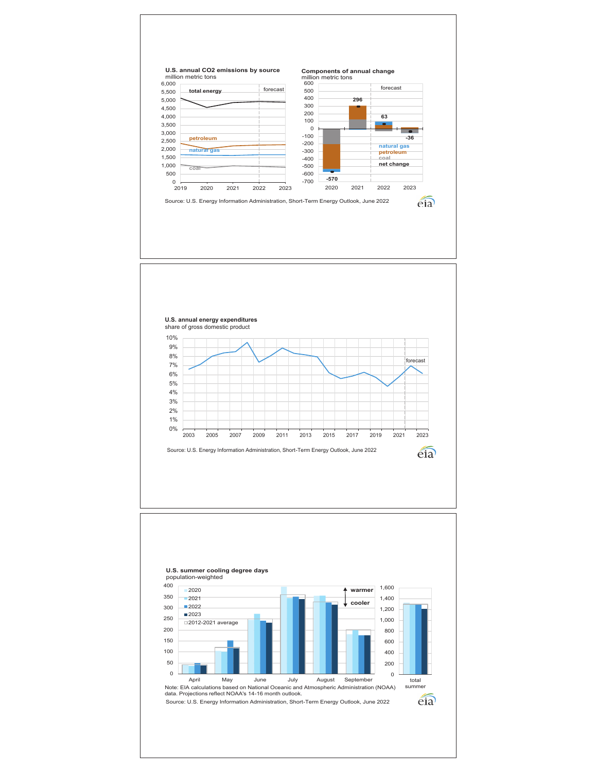**U.S. annual CO2 emissions by source**
million metric tons

6,000
5,500
5,000
4,500
4,000
3,500
3,000
2,500
2,000
1,500
1,000
500
0

2019 2020 2021 2022 2023

forecast
total energy
petroleum
natural gas
coal

**Components of annual change**
million metric tons

600
500
400
300
200
100
0
-100
-200
-300
-400
-500
-600
-700

2020 2021 2022 2023

forecast
296
63
-36
-570
natural gas
petroleum
coal
net change

Source: U.S. Energy Information Administration, Short-Term Energy Outlook, June 2022

**U.S. annual energy expenditures**
share of gross domestic product

10%
9%
8%
7%
6%
5%
4%
3%
2%
1%
0%

2003 2005 2007 2009 2011 2013 2015 2017 2019 2021 2023

forecast

Source: U.S. Energy Information Administration, Short-Term Energy Outlook, June 2022

**U.S. summer cooling degree days**
population-weighted

400
350
300
250
200
150
100
50
0

April May June July August September

2020
2021
2022
2023
2012-2021 average

warmer
cooler

1,600
1,400
1,200
1,000
800
600
400
200
0

total summer

Note: EIA calculations based on National Oceanic and Atmospheric Administration (NOAA) data. Projections reflect NOAA's 14-16 month outlook.

Source: U.S. Energy Information Administration, Short-Term Energy Outlook, June 2022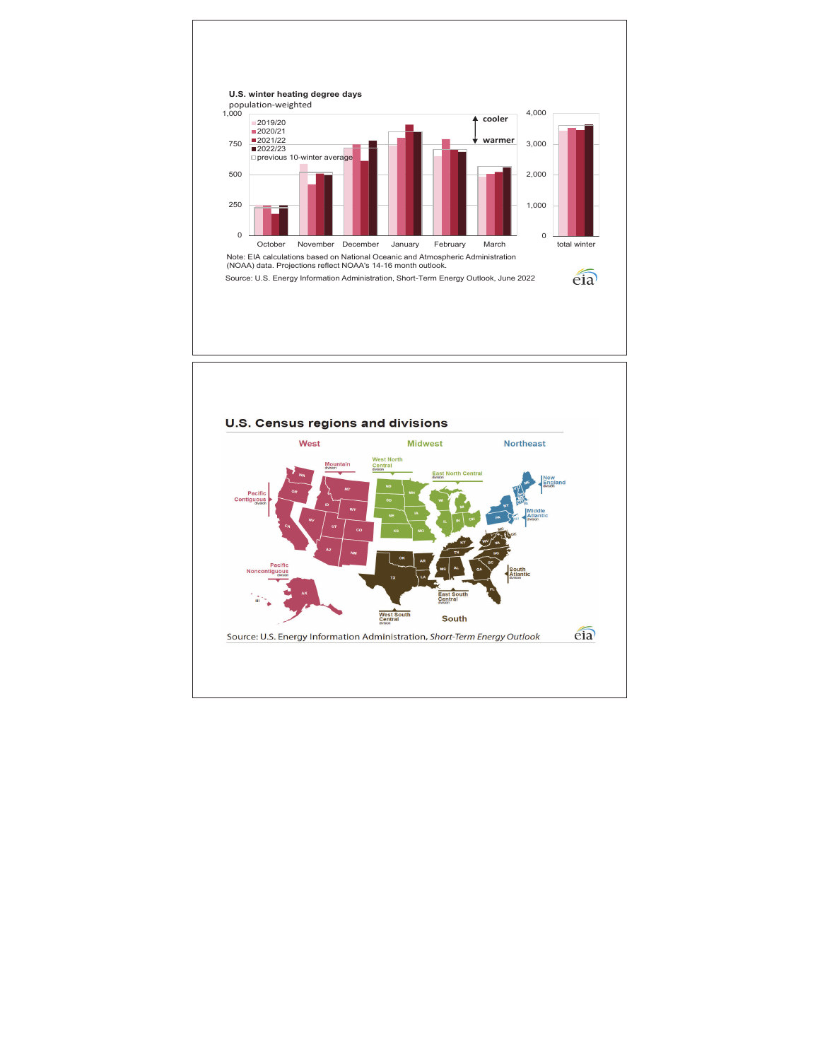**U.S. winter heating degree days**
population-weighted

1,000
750
500
250
0

2019/20
2020/21
2021/22
2022/23
previous 10-winter average

cooler
warmer

October November December January February March

4,000
3,000
2,000
1,000
0

total winter

Note: EIA calculations based on National Oceanic and Atmospheric Administration (NOAA) data. Projections reflect NOAA's 14-16 month outlook.

Source: U.S. Energy Information Administration, Short-Term Energy Outlook, June 2022

eia

## U.S. Census regions and divisions

West
Midwest
Northeast

Mountain division
West North Central division
East North Central division
New England division
Middle Atlantic division
Pacific Contiguous division
Pacific Noncontiguous division
South Atlantic division
East South Central division
West South Central division

South

WA, OR, CA, NV, ID, MT, WY, UT, CO, AZ, NM, AK, HI, ND, SD, NE, KS, MN, IA, MO, WI, MI, IL, IN, OH, ME, VT, NH, MA, RI, CT, NY, PA, NJ, DE, MD, WV, VA, NC, SC, GA, FL, KY, TN, MS, AL, OK, AR, TX, LA

Source: U.S. Energy Information Administration, *Short-Term Energy Outlook*

eia